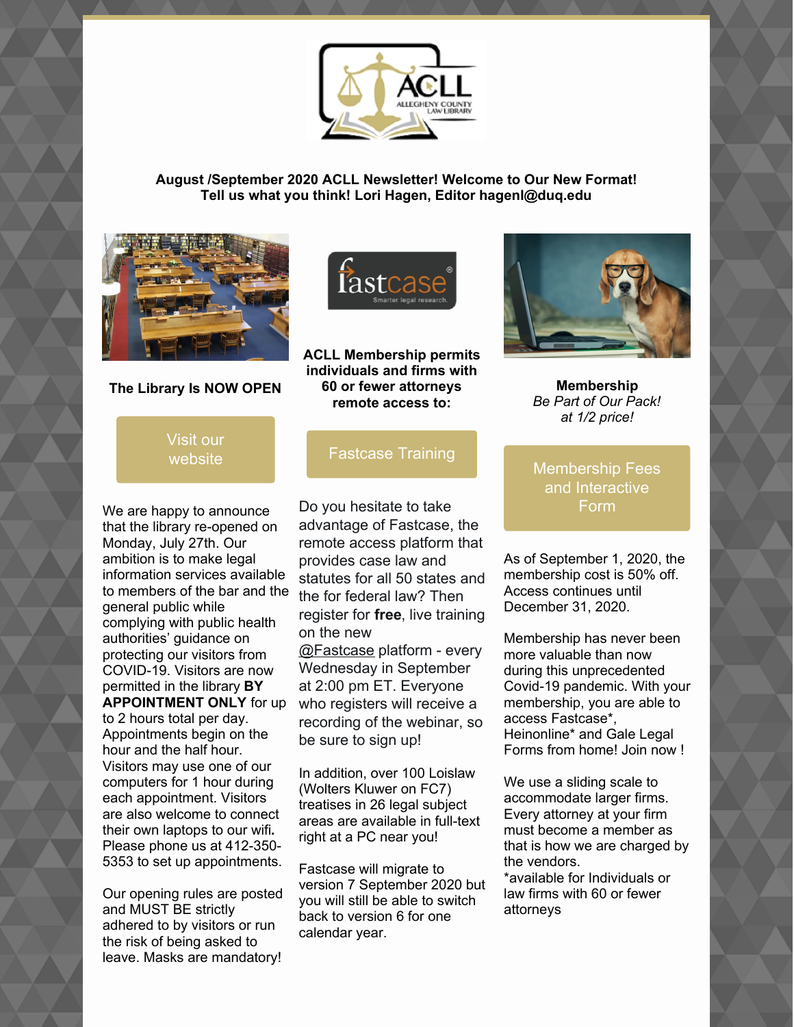**August /September 2020 ACLL Newsletter! Welcome to Our New Format!**
**Tell us what you think! Lori Hagen, Editor hagenl@duq.edu**

**The Library Is NOW OPEN**

Visit our website

We are happy to announce that the library re-opened on Monday, July 27th. Our ambition is to make legal information services available to members of the bar and the general public while complying with public health authorities' guidance on protecting our visitors from COVID-19. Visitors are now permitted in the library **BY APPOINTMENT ONLY** for up to 2 hours total per day. Appointments begin on the hour and the half hour. Visitors may use one of our computers for 1 hour during each appointment. Visitors are also welcome to connect their own laptops to our wifi**.** Please phone us at 412-350-5353 to set up appointments.

Our opening rules are posted and MUST BE strictly adhered to by visitors or run the risk of being asked to leave. Masks are mandatory!

**ACLL Membership permits individuals and firms with 60 or fewer attorneys remote access to:**

Fastcase Training

Do you hesitate to take advantage of Fastcase, the remote access platform that provides case law and statutes for all 50 states and the for federal law? Then register for **free**, live training on the new @Fastcase platform - every Wednesday in September at 2:00 pm ET. Everyone who registers will receive a recording of the webinar, so be sure to sign up!

In addition, over 100 Loislaw (Wolters Kluwer on FC7) treatises in 26 legal subject areas are available in full-text right at a PC near you!

Fastcase will migrate to version 7 September 2020 but you will still be able to switch back to version 6 for one calendar year.

**Membership**
*Be Part of Our Pack!*
*at 1/2 price!*

Membership Fees and Interactive Form

As of September 1, 2020, the membership cost is 50% off. Access continues until December 31, 2020.

Membership has never been more valuable than now during this unprecedented Covid-19 pandemic. With your membership, you are able to access Fastcase*, Heinonline* and Gale Legal Forms from home! Join now !

We use a sliding scale to accommodate larger firms. Every attorney at your firm must become a member as that is how we are charged by the vendors.
*available for Individuals or law firms with 60 or fewer attorneys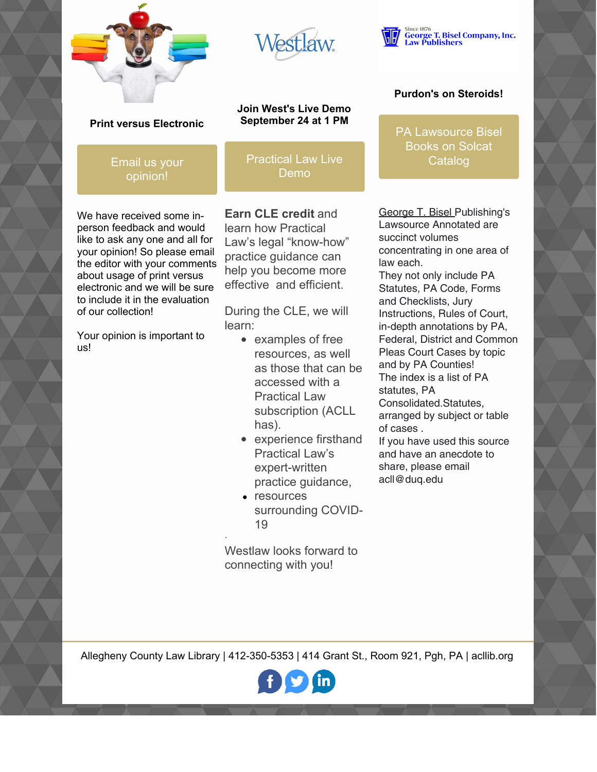### Print versus Electronic

Email us your opinion!

We have received some in-person feedback and would like to ask any one and all for your opinion! So please email the editor with your comments about usage of print versus electronic and we will be sure to include it in the evaluation of our collection!

Your opinion is important to us!

### Join West's Live Demo September 24 at 1 PM

Practical Law Live Demo

**Earn CLE credit** and learn how Practical Law's legal "know-how" practice guidance can help you become more effective and efficient.

During the CLE, we will learn:

- examples of free resources, as well as those that can be accessed with a Practical Law subscription (ACLL has).
- experience firsthand Practical Law's expert-written practice guidance,
- resources surrounding COVID-19

.

Westlaw looks forward to connecting with you!

Since 1876
George T. Bisel Company, Inc.
Law Publishers

### Purdon's on Steroids!

PA Lawsource Bisel Books on Solcat Catalog

George T. Bisel Publishing's Lawsource Annotated are succinct volumes concentrating in one area of law each.
They not only include PA Statutes, PA Code, Forms and Checklists, Jury Instructions, Rules of Court, in-depth annotations by PA, Federal, District and Common Pleas Court Cases by topic and by PA Counties!
The index is a list of PA statutes, PA Consolidated.Statutes, arranged by subject or table of cases .
If you have used this source and have an anecdote to share, please email acll@duq.edu

Allegheny County Law Library | 412-350-5353 | 414 Grant St., Room 921, Pgh, PA | acllib.org